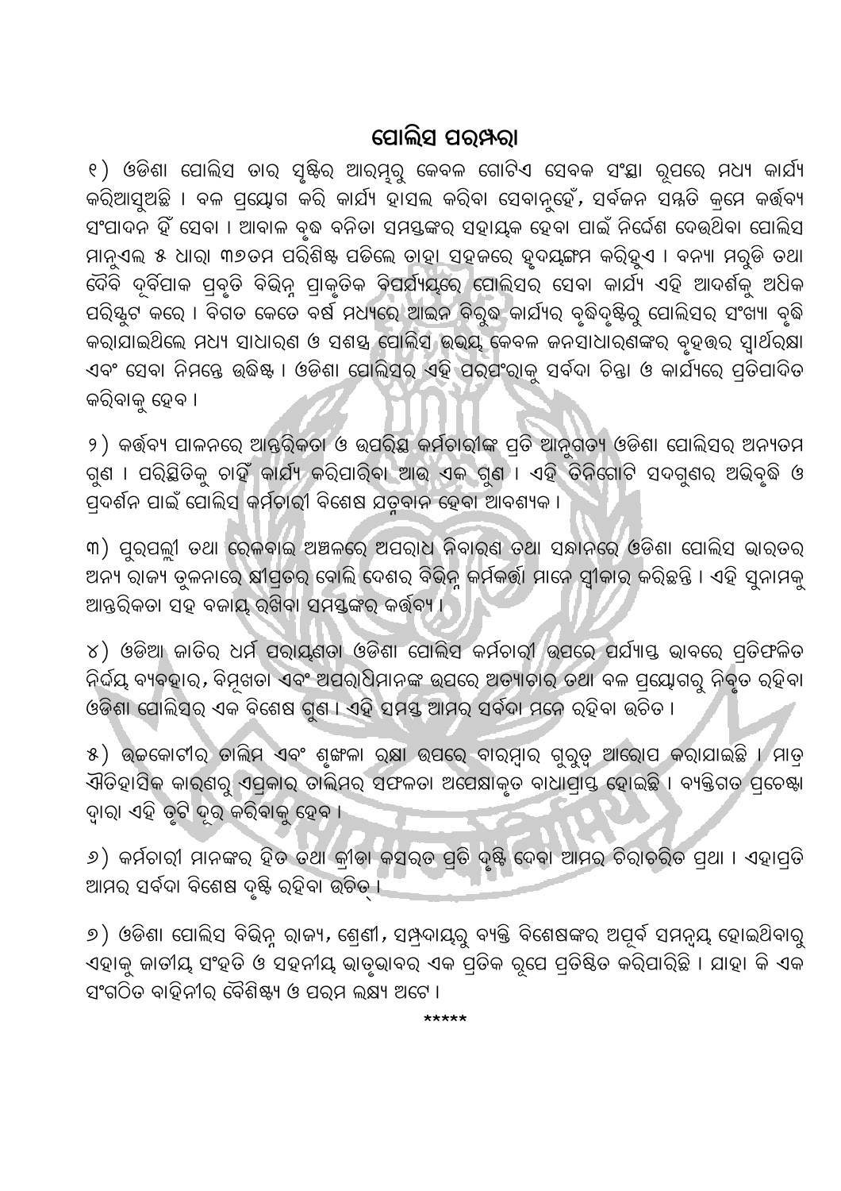# ପୋଲିସ ପରମ୍ପରା

୧) ଓଡିଶା ପୋଲିସ ତାର ସୃଷ୍ଟିର ଆରମ୍ଭରୁ କେବଳ ଗୋଟିଏ ସେବକ ସଂସ୍ଥା ରୂପରେ ମଧ୍ୟ କାର୍ଯ୍ୟ କରିଆସୁଅଛି । ବଳ ପ୍ରୟୋଗ କରି କାର୍ଯ୍ୟ ହାସଲ କରିବା ସେବାନୁହେଁ, ସର୍ବଜନ ସମ୍ମତି କ୍ରମେ କର୍ତ୍ତବ୍ୟ ସଂପାଦନ ହିଁ ସେବା । ଆବାଳ ବୃଦ୍ଧ ବନିତା ସମସ୍ତଙ୍କର ସହାୟକ ହେବା ପାଇଁ ନିର୍ଦ୍ଦେଶ ଦେଉଥିବା ପୋଲିସ ମାନୁଏଲ ୫ ଧାରା ୩୭ତମ ପରିଶିଷ୍ଟ ପଢିଲେ ତାହା ସହଜରେ ହୃଦୟଙ୍ଗମ କରିହୁଏ । ବନ୍ୟା ମରୁଡି ତଥା ଦୈବି ଦୁର୍ବିପାକ ପ୍ରବୃତି ବିଭିନ୍ନ ପ୍ରାକୃତିକ ବିପର୍ଯ୍ୟୟରେ ପୋଲିସର ସେବା କାର୍ଯ୍ୟ ଏହି ଆଦର୍ଶକୁ ଅଧିକ ପରିସ୍ଫୁଟ କରେ । ବିଗତ କେତେ ବର୍ଷ ମଧ୍ୟରେ ଆଇନ ବିରୁଦ୍ଧ କାର୍ଯ୍ୟର ବୃଦ୍ଧିଦୃଷ୍ଟିରୁ ପୋଲିସର ସଂଖ୍ୟା ବୃଦ୍ଧି କରାଯାଇଥିଲେ ମଧ୍ୟ ସାଧାରଣ ଓ ସଶସ୍ତ୍ର ପୋଲିସ ଉଭୟ କେବଳ ଜନସାଧାରଣଙ୍କର ବୃହତ୍ତର ସ୍ୱାର୍ଥରକ୍ଷା ଏବଂ ସେବା ନିମନ୍ତେ ଉଦ୍ଦିଷ୍ଟ । ଓଡିଶା ପୋଲିସର ଏହି ପରମ୍ପରାକୁ ସର୍ବଦା ଚିନ୍ତା ଓ କାର୍ଯ୍ୟରେ ପ୍ରତିପାଦିତ କରିବାକୁ ହେବ ।

୨) କର୍ତ୍ତବ୍ୟ ପାଳନରେ ଆନ୍ତରିକତା ଓ ଉପରିସ୍ଥ କର୍ମଚାରୀଙ୍କ ପ୍ରତି ଆନୁଗତ୍ୟ ଓଡିଶା ପୋଲିସର ଅନ୍ୟତମ ଗୁଣ । ପରିସ୍ଥିତିକୁ ଚାହିଁ କାର୍ଯ୍ୟ କରିପାରିବା ଆଉ ଏକ ଗୁଣ । ଏହି ତିନିଗୋଟି ସଦଗୁଣର ଅଭିବୃଦ୍ଧି ଓ ପ୍ରଦର୍ଶନ ପାଇଁ ପୋଲିସ କର୍ମଚାରୀ ବିଶେଷ ଯତ୍ନବାନ ହେବା ଆବଶ୍ୟକ ।

୩) ପୁରପଲ୍ଲୀ ତଥା ରେଳବାଇ ଅଞ୍ଚଳରେ ଅପରାଧ ନିବାରଣ ତଥା ସନ୍ଧାନରେ ଓଡିଶା ପୋଲିସ ଭାରତର ଅନ୍ୟ ରାଜ୍ୟ ତୁଳନାରେ କ୍ଷିପ୍ରତର ବୋଲି ଦେଶର ବିଭିନ୍ନ କର୍ମକର୍ତ୍ତା ମାନେ ସ୍ୱୀକାର କରିଛନ୍ତି । ଏହି ସୁନାମକୁ ଆନ୍ତରିକତା ସହ ବଜାୟ ରଖିବା ସମସ୍ତଙ୍କର କର୍ତ୍ତବ୍ୟ ।

୪) ଓଡିଆ ଜାତିର ଧର୍ମ ପରାୟଣତା ଓଡିଶା ପୋଲିସ କର୍ମଚାରୀ ଉପରେ ପର୍ଯ୍ୟାପ୍ତ ଭାବରେ ପ୍ରତିଫଳିତ ନିର୍ଦ୍ଦୟ ବ୍ୟବହାର, ବିମୁଖତା ଏବଂ ଅପରାଧିମାନଙ୍କ ଉପରେ ଅତ୍ୟାଚାର ତଥା ବଳ ପ୍ରୟୋଗରୁ ନିବୃତ ରହିବା ଓଡିଶା ପୋଲିସର ଏକ ବିଶେଷ ଗୁଣ । ଏହି ସମସ୍ତ ଆମର ସର୍ବଦା ମନେ ରହିବା ଉଚିତ ।

୫) ଉଚ୍ଚକୋଟୀର ତାଲିମ ଏବଂ ଶୃଙ୍ଖଳା ରକ୍ଷା ଉପରେ ବାରମ୍ବାର ଗୁରୁତ୍ୱ ଆରୋପ କରାଯାଇଛି । ମାତ୍ର ଐତିହାସିକ କାରଣରୁ ଏପ୍ରକାର ତାଲିମର ସଫଳତା ଅପେକ୍ଷାକୃତ ବାଧାପ୍ରାପ୍ତ ହୋଇଛି । ବ୍ୟକ୍ତିଗତ ପ୍ରଚେଷ୍ଟା ଦ୍ୱାରା ଏହି ତୃଟି ଦୂର କରିବାକୁ ହେବ ।

୬) କର୍ମଚାରୀ ମାନଙ୍କର ହିତ ତଥା କ୍ରୀଡା କସରତ ପ୍ରତି ଦୃଷ୍ଟି ଦେବା ଆମର ଚିରାଚରିତ ପ୍ରଥା । ଏହାପ୍ରତି ଆମର ସର୍ବଦା ବିଶେଷ ଦୃଷ୍ଟି ରହିବା ଉଚିତ୍ ।

୭) ଓଡିଶା ପୋଲିସ ବିଭିନ୍ନ ରାଜ୍ୟ, ଶ୍ରେଣୀ, ସମ୍ପ୍ରଦାୟରୁ ବ୍ୟକ୍ତି ବିଶେଷଙ୍କର ଅପୂର୍ବ ସମନ୍ୱୟ ହୋଇଥିବାରୁ ଏହାକୁ ଜାତୀୟ ସଂହତି ଓ ସହନୀୟ ଭାତୃଭାବର ଏକ ପ୍ରତିକ ରୂପେ ପ୍ରତିଷ୍ଠିତ କରିପାରିଛି । ଯାହା କି ଏକ ସଂଗଠିତ ବାହିନୀର ବୈଶିଷ୍ଟ୍ୟ ଓ ପରମ ଲକ୍ଷ୍ୟ ଅଟେ ।

*****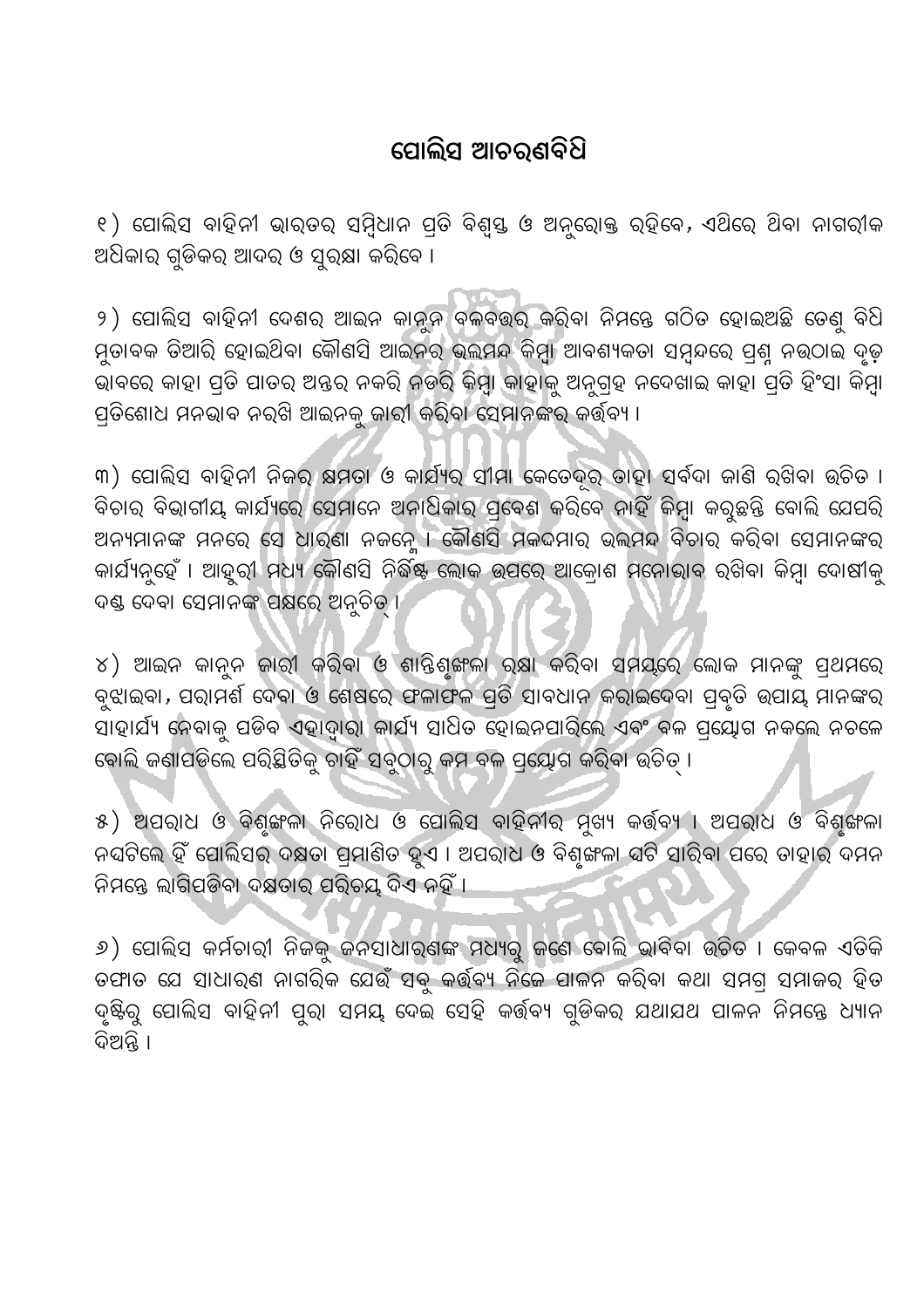# ପୋଲିସ ଆଚରଣବିଧି

୧) ପୋଲିସ ବାହିନୀ ଭାରତର ସମ୍ବିଧାନ ପ୍ରତି ବିଶ୍ୱସ୍ତ ଓ ଅନୁରୋକ୍ତ ରହିବେ, ଏଥିରେ ଥିବା ନାଗରୀକ ଅଧିକାର ଗୁଡ଼ିକର ଆଦର ଓ ସୁରକ୍ଷା କରିବେ ।

୨) ପୋଲିସ ବାହିନୀ ଦେଶର ଆଇନ କାନୁନ ବଳବତ୍ତର କରିବା ନିମନ୍ତେ ଗଠିତ ହୋଇଅଛି ତେଣୁ ବିଧି ମୁତାବକ ତିଆରି ହୋଇଥିବା କୌଣସି ଆଇନର ଭଲମନ୍ଦ କିମ୍ବା ଆବଶ୍ୟକତା ସମ୍ବନ୍ଧରେ ପ୍ରଶ୍ନ ନଉଠାଇ ଦୃଢ଼ ଭାବରେ କାହା ପ୍ରତି ପାତର ଅନ୍ତର ନକରି ନଡରି କିମ୍ବା କାହାକୁ ଅନୁଗ୍ରହ ନଦେଖାଇ କାହା ପ୍ରତି ହିଂସା କିମ୍ବା ପ୍ରତିଶୋଧ ମନଭାବ ନରଖି ଆଇନକୁ ଜାରୀ କରିବା ସେମାନଙ୍କର କର୍ତ୍ତବ୍ୟ ।

୩) ପୋଲିସ ବାହିନୀ ନିଜର କ୍ଷମତା ଓ କାର୍ଯ୍ୟର ସୀମା କେତେଦୂର ତାହା ସର୍ବଦା ଜାଣି ରଖିବା ଉଚିତ । ବିଚାର ବିଭାଗୀୟ କାର୍ଯ୍ୟରେ ସେମାନେ ଅନାଧିକାର ପ୍ରବେଶ କରିବେ ନାହିଁ କିମ୍ବା କରୁଛନ୍ତି ବୋଲି ଯେପରି ଅନ୍ୟମାନଙ୍କ ମନରେ ସେ ଧାରଣା ନଜନ୍ମେ । କୌଣସି ମକଦମାର ଭଲମନ୍ଦ ବିଚାର କରିବା ସେମାନଙ୍କର କାର୍ଯ୍ୟନୁହେଁ । ଆହୁରୀ ମଧ୍ୟ କୌଣସି ନିର୍ଦ୍ଦିଷ୍ଟ ଲୋକ ଉପରେ ଆକ୍ରୋଶ ମନୋଭାବ ରଖିବା କିମ୍ବା ଦୋଷୀକୁ ଦଣ୍ଡ ଦେବା ସେମାନଙ୍କ ପକ୍ଷରେ ଅନୁଚିତ୍ ।

୪) ଆଇନ କାନୁନ ଜାରୀ କରିବା ଓ ଶାନ୍ତିଶୃଙ୍ଖଳା ରକ୍ଷା କରିବା ସମୟରେ ଲୋକ ମାନଙ୍କୁ ପ୍ରଥମରେ ବୁଝାଇବା, ପରାମର୍ଶ ଦେବା ଓ ଶେଷରେ ଫଳାଫଳ ପ୍ରତି ସାବଧାନ କରାଇଦେବା ପ୍ରବୃତି ଉପାୟ ମାନଙ୍କର ସାହାର୍ଯ୍ୟ ନେବାକୁ ପଡିବ ଏହାଦ୍ୱାରା କାର୍ଯ୍ୟ ସାଧିତ ହୋଇନପାରିଲେ ଏବଂ ବଳ ପ୍ରୟୋଗ ନକଲେ ନଚଳେ ବୋଲି ଜଣାପଡିଲେ ପରିସ୍ଥିତିକୁ ଚାହିଁ ସବୁଠାରୁ କମ ବଳ ପ୍ରୟୋଗ କରିବା ଉଚିତ୍ ।

୫) ଅପରାଧ ଓ ବିଶୃଙ୍ଖଳା ନିରୋଧ ଓ ପୋଲିସ ବାହିନୀର ମୁଖ୍ୟ କର୍ତ୍ତବ୍ୟ । ଅପରାଧ ଓ ବିଶୃଙ୍ଖଳା ନଘଟିଲେ ହିଁ ପୋଲିସର ଦକ୍ଷତା ପ୍ରମାଣିତ ହୁଏ । ଅପରାଧ ଓ ବିଶୃଙ୍ଖଳା ଘଟି ସାରିବା ପରେ ତାହାର ଦମନ ନିମନ୍ତେ ଲାଗିପଡିବା ଦକ୍ଷତାର ପରିଚୟ ଦିଏ ନହିଁ ।

୬) ପୋଲିସ କର୍ମଚାରୀ ନିଜକୁ ଜନସାଧାରଣଙ୍କ ମଧ୍ୟରୁ ଜଣେ ବୋଲି ଭାବିବା ଉଚିତ । କେବଳ ଏତିକି ତଫାତ ଯେ ସାଧାରଣ ନାଗରିକ ଯେଉଁ ସବୁ କର୍ତ୍ତବ୍ୟ ନିଜେ ପାଳନ କରିବା କଥା ସମଗ୍ର ସମାଜର ହିତ ଦୃଷ୍ଟିରୁ ପୋଲିସ ବାହିନୀ ପୁରା ସମୟ ଦେଇ ସେହି କର୍ତ୍ତବ୍ୟ ଗୁଡିକର ଯଥାଯଥ ପାଳନ ନିମନ୍ତେ ଧ୍ୟାନ ଦିଅନ୍ତି ।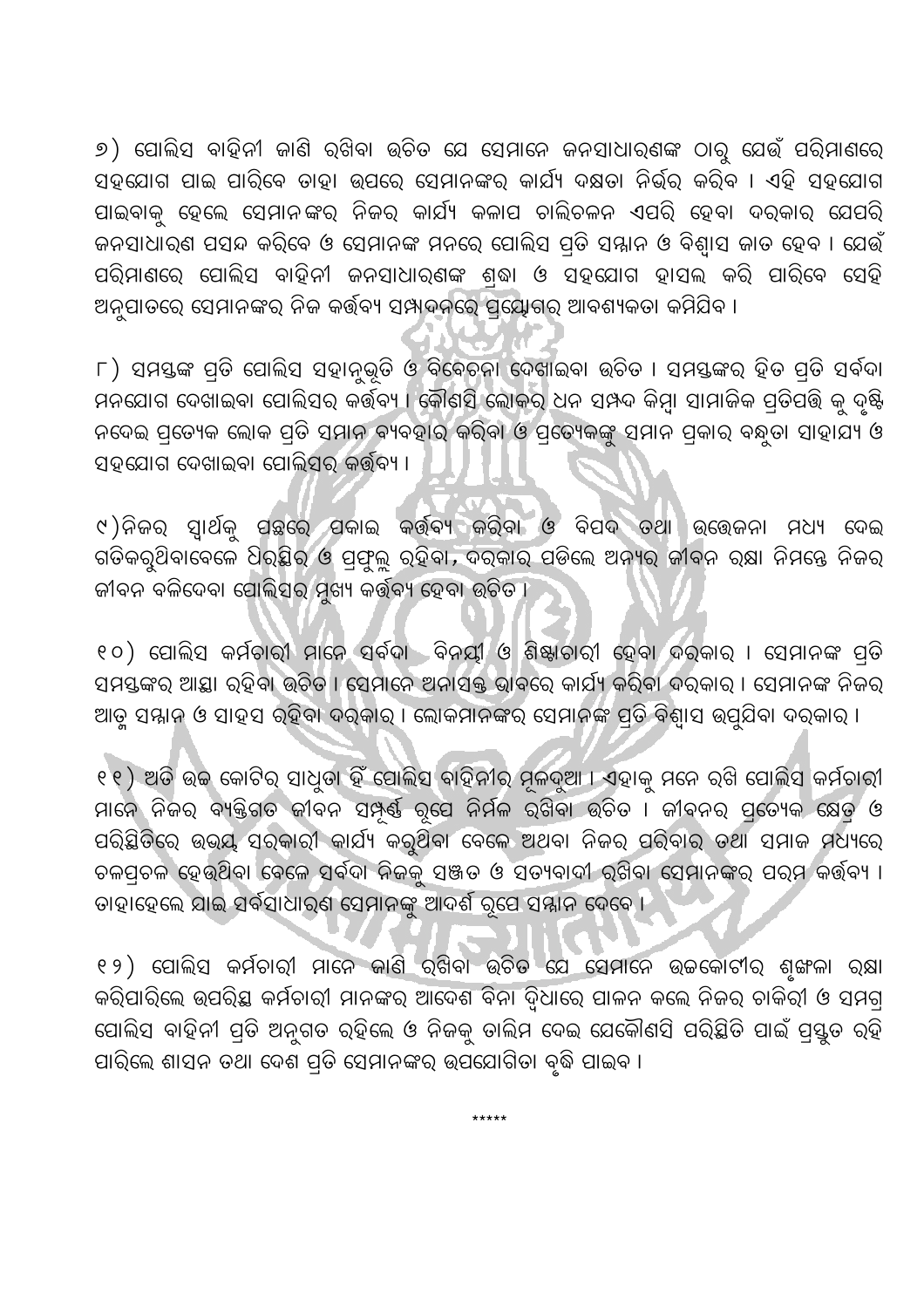୭) ପୋଲିସ ବାହିନୀ ଜାଣି ରଖିବା ଉଚିତ ଯେ ସେମାନେ ଜନସାଧାରଣଙ୍କ ଠାରୁ ଯେଉଁ ପରିମାଣରେ ସହଯୋଗ ପାଇ ପାରିବେ ତାହା ଉପରେ ସେମାନଙ୍କର କାର୍ଯ୍ୟ ଦକ୍ଷତା ନିର୍ଭର କରିବ । ଏହି ସହଯୋଗ ପାଇବାକୁ ହେଲେ ସେମାନଙ୍କର ନିଜର କାର୍ଯ୍ୟ କଳାପ ଚାଲିଚଳନ ଏପରି ହେବା ଦରକାର ଯେପରି ଜନସାଧାରଣ ପସନ୍ଦ କରିବେ ଓ ସେମାନଙ୍କ ମନରେ ପୋଲିସ ପ୍ରତି ସମ୍ମାନ ଓ ବିଶ୍ୱାସ ଜାତ ହେବ । ଯେଉଁ ପରିମାଣରେ ପୋଲିସ ବାହିନୀ ଜନସାଧାରଣଙ୍କ ଶ୍ରଦ୍ଧା ଓ ସହଯୋଗ ହାସଲ କରି ପାରିବେ ସେହି ଅନୁପାତରେ ସେମାନଙ୍କର ନିଜ କର୍ତ୍ତବ୍ୟ ସମ୍ପାଦନରେ ପ୍ରୟୋଗର ଆବଶ୍ୟକତା କମିଯିବ ।

୮) ସମସ୍ତଙ୍କ ପ୍ରତି ପୋଲିସ ସହାନୁଭୂତି ଓ ବିବେଚନା ଦେଖାଇବା ଉଚିତ । ସମସ୍ତଙ୍କର ହିତ ପ୍ରତି ସର୍ବଦା ମନଯୋଗ ଦେଖାଇବା ପୋଲିସର କର୍ତ୍ତବ୍ୟ । କୌଣସି ଲୋକର ଧନ ସମ୍ପଦ କିମ୍ବା ସାମାଜିକ ପ୍ରତିପତ୍ତି କୁ ଦୃଷ୍ଟି ନଦେଇ ପ୍ରତ୍ୟେକ ଲୋକ ପ୍ରତି ସମାନ ବ୍ୟବହାର କରିବା ଓ ପ୍ରତ୍ୟେକଙ୍କୁ ସମାନ ପ୍ରକାର ବନ୍ଧୁତା ସାହାଯ୍ୟ ଓ ସହଯୋଗ ଦେଖାଇବା ପୋଲିସର କର୍ତ୍ତବ୍ୟ ।

୯)ନିଜର ସ୍ୱାର୍ଥକୁ ପଛରେ ପକାଇ କର୍ତ୍ତବ୍ୟ କରିବା ଓ ବିପଦ ତଥା ଉତ୍ତେଜନା ମଧ୍ୟ ଦେଇ ଗତିକରୁଥିବାବେଳେ ଧିରସ୍ଥିର ଓ ପ୍ରଫୁଲ୍ଲ ରହିବା, ଦରକାର ପଡିଲେ ଅନ୍ୟର ଜୀବନ ରକ୍ଷା ନିମନ୍ତେ ନିଜର ଜୀବନ ବଳିଦେବା ପୋଲିସର ମୁଖ୍ୟ କର୍ତ୍ତବ୍ୟ ହେବା ଉଚିତ ।

୧୦) ପୋଲିସ କର୍ମଚାରୀ ମାନେ ସର୍ବଦା ବିନୟୀ ଓ ଶିଷ୍ଟାଚାରୀ ହେବା ଦରକାର । ସେମାନଙ୍କ ପ୍ରତି ସମସ୍ତଙ୍କର ଆସ୍ଥା ରହିବା ଉଚିତ । ସେମାନେ ଅନାସକ୍ତ ଭାବରେ କାର୍ଯ୍ୟ କରିବା ଦରକାର । ସେମାନଙ୍କ ନିଜର ଆତ୍ମ ସମ୍ମାନ ଓ ସାହସ ରହିବା ଦରକାର । ଲୋକମାନଙ୍କର ସେମାନଙ୍କ ପ୍ରତି ବିଶ୍ୱାସ ଉପୁଜିବା ଦରକାର ।

୧୧) ଅତି ଉଚ୍ଚ କୋଟିର ସାଧୁତା ହିଁ ପୋଲିସ ବାହିନୀର ମୂଳଦୁଆ । ଏହାକୁ ମନେ ରଖି ପୋଲିସ କର୍ମଚାରୀ ମାନେ ନିଜର ବ୍ୟକ୍ତିଗତ ଜୀବନ ସମ୍ପୂର୍ଣ୍ଣ ରୂପେ ନିର୍ମଳ ରଖିବା ଉଚିତ । ଜୀବନର ପ୍ରତ୍ୟେକ କ୍ଷେତ୍ର ଓ ପରିସ୍ଥିତିରେ ଉଭୟ ସରକାରୀ କାର୍ଯ୍ୟ କରୁଥିବା ବେଳେ ଅଥବା ନିଜର ପରିବାର ତଥା ସମାଜ ମଧ୍ୟରେ ଚଳପ୍ରଚଳ ହେଉଥିବା ବେଳେ ସର୍ବଦା ନିଜକୁ ସଞ୍ଚତ ଓ ସତ୍ୟବାଦୀ ରଖିବା ସେମାନଙ୍କର ପରମ କର୍ତ୍ତବ୍ୟ । ତାହାହେଲେ ଯାଇ ସର୍ବସାଧାରଣ ସେମାନଙ୍କୁ ଆଦର୍ଶ ରୂପେ ସମ୍ମାନ ଦେବେ ।

୧୨) ପୋଲିସ କର୍ମଚାରୀ ମାନେ ଜାଣି ରଖିବା ଉଚିତ ଯେ ସେମାନେ ଉଚ୍ଚକୋଟୀର ଶୃଙ୍ଖଳା ରକ୍ଷା କରିପାରିଲେ ଉପରିସ୍ଥ କର୍ମଚାରୀ ମାନଙ୍କର ଆଦେଶ ବିନା ଦ୍ୱିଧାରେ ପାଳନ କଲେ ନିଜର ଚାକିରୀ ଓ ସମଗ୍ର ପୋଲିସ ବାହିନୀ ପ୍ରତି ଅନୁଗତ ରହିଲେ ଓ ନିଜକୁ ତାଲିମ ଦେଇ ଯେକୌଣସି ପରିସ୍ଥିତି ପାଇଁ ପ୍ରସ୍ତୁତ ରହି ପାରିଲେ ଶାସନ ତଥା ଦେଶ ପ୍ରତି ସେମାନଙ୍କର ଉପଯୋଗିତା ବୃଦ୍ଧି ପାଇବ ।

*****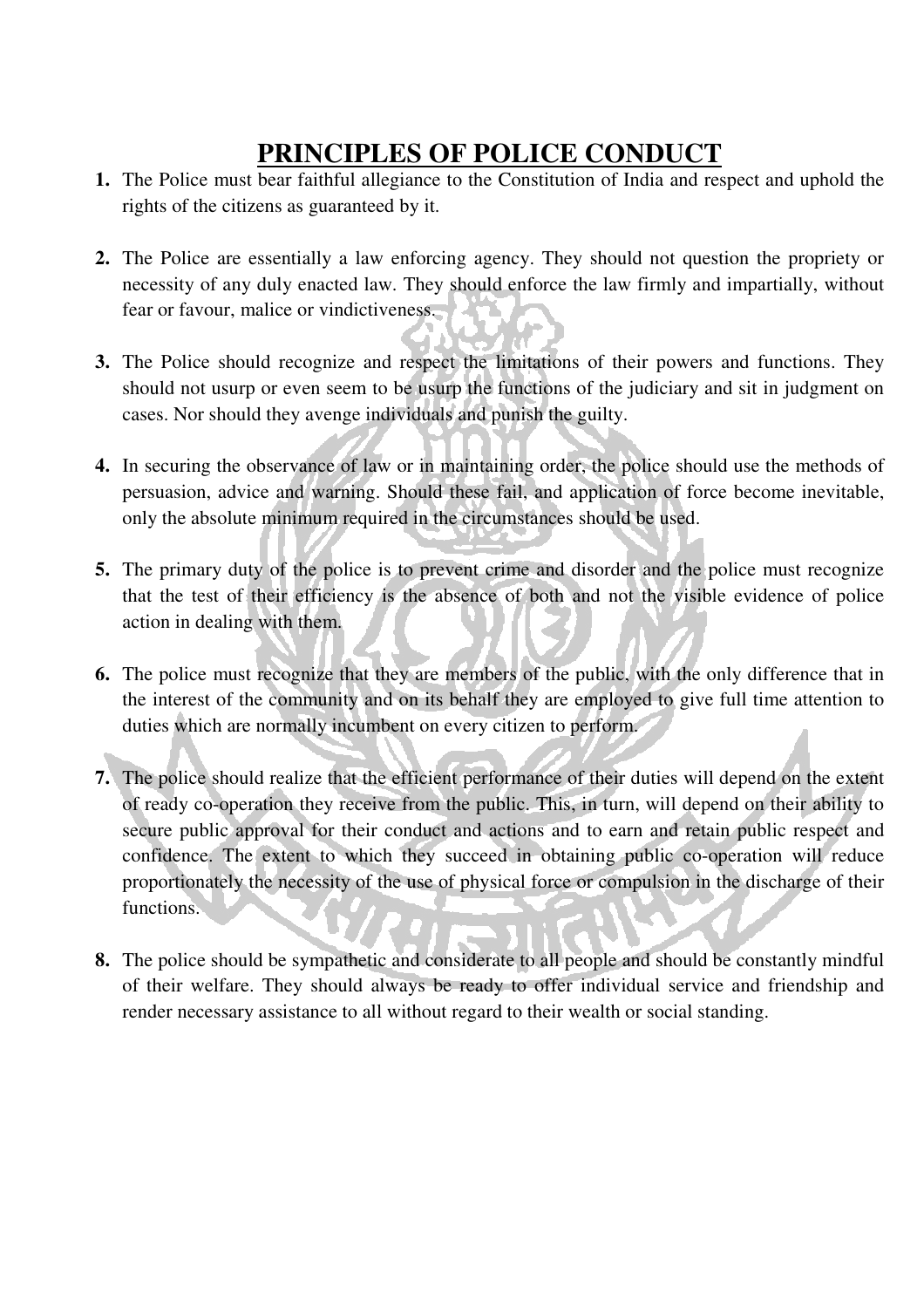# PRINCIPLES OF POLICE CONDUCT

1. The Police must bear faithful allegiance to the Constitution of India and respect and uphold the rights of the citizens as guaranteed by it.

2. The Police are essentially a law enforcing agency. They should not question the propriety or necessity of any duly enacted law. They should enforce the law firmly and impartially, without fear or favour, malice or vindictiveness.

3. The Police should recognize and respect the limitations of their powers and functions. They should not usurp or even seem to be usurp the functions of the judiciary and sit in judgment on cases. Nor should they avenge individuals and punish the guilty.

4. In securing the observance of law or in maintaining order, the police should use the methods of persuasion, advice and warning. Should these fail, and application of force become inevitable, only the absolute minimum required in the circumstances should be used.

5. The primary duty of the police is to prevent crime and disorder and the police must recognize that the test of their efficiency is the absence of both and not the visible evidence of police action in dealing with them.

6. The police must recognize that they are members of the public, with the only difference that in the interest of the community and on its behalf they are employed to give full time attention to duties which are normally incumbent on every citizen to perform.

7. The police should realize that the efficient performance of their duties will depend on the extent of ready co-operation they receive from the public. This, in turn, will depend on their ability to secure public approval for their conduct and actions and to earn and retain public respect and confidence. The extent to which they succeed in obtaining public co-operation will reduce proportionately the necessity of the use of physical force or compulsion in the discharge of their functions.

8. The police should be sympathetic and considerate to all people and should be constantly mindful of their welfare. They should always be ready to offer individual service and friendship and render necessary assistance to all without regard to their wealth or social standing.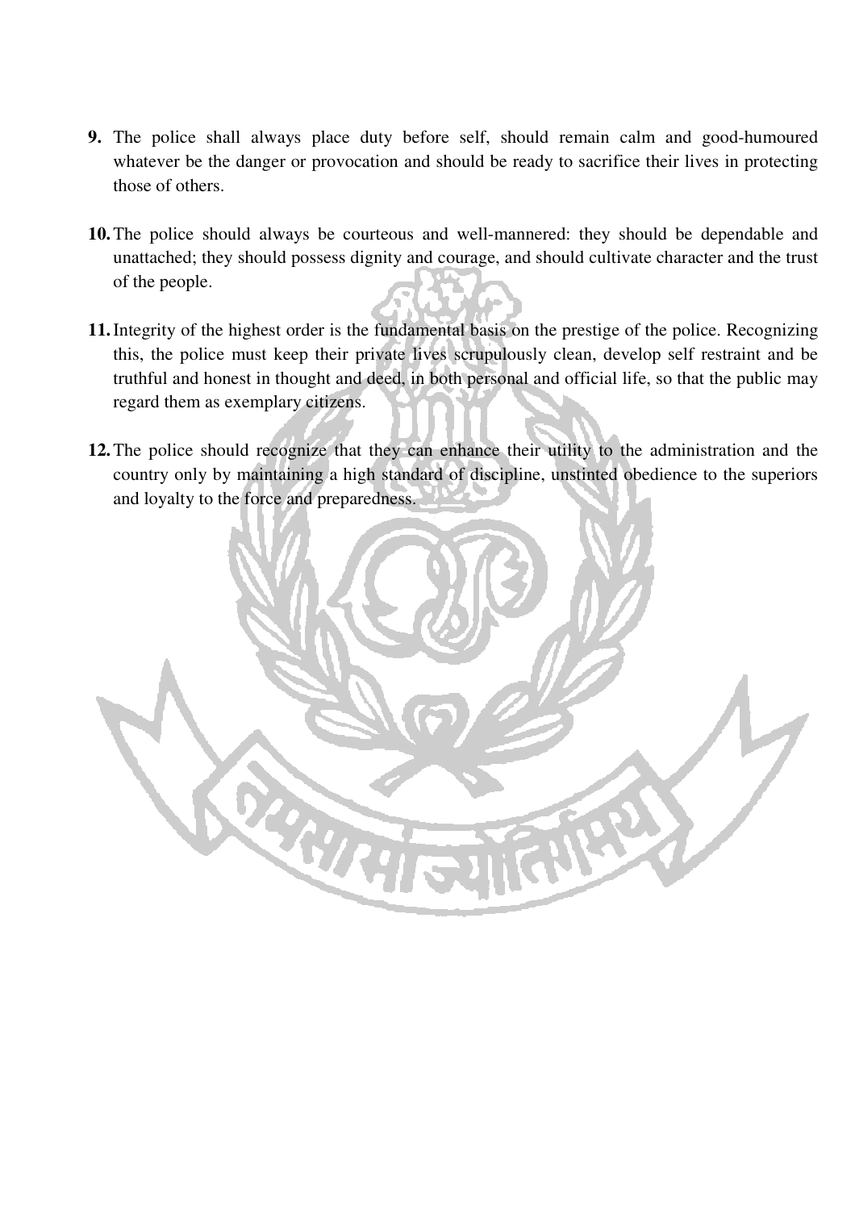**9.** The police shall always place duty before self, should remain calm and good-humoured whatever be the danger or provocation and should be ready to sacrifice their lives in protecting those of others.

**10.** The police should always be courteous and well-mannered: they should be dependable and unattached; they should possess dignity and courage, and should cultivate character and the trust of the people.

**11.** Integrity of the highest order is the fundamental basis on the prestige of the police. Recognizing this, the police must keep their private lives scrupulously clean, develop self restraint and be truthful and honest in thought and deed, in both personal and official life, so that the public may regard them as exemplary citizens.

**12.** The police should recognize that they can enhance their utility to the administration and the country only by maintaining a high standard of discipline, unstinted obedience to the superiors and loyalty to the force and preparedness.